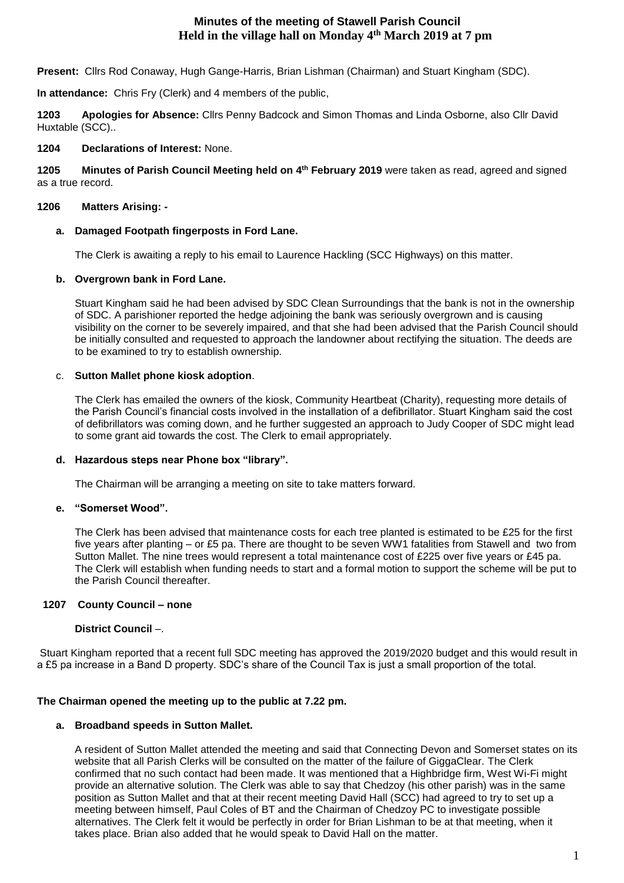# Minutes of the meeting of Stawell Parish Council
## Held in the village hall on Monday 4th March 2019 at 7 pm

**Present:** Cllrs Rod Conaway, Hugh Gange-Harris, Brian Lishman (Chairman) and Stuart Kingham (SDC).

**In attendance:** Chris Fry (Clerk) and 4 members of the public,

**1203 Apologies for Absence:** Cllrs Penny Badcock and Simon Thomas and Linda Osborne, also Cllr David Huxtable (SCC)..

**1204 Declarations of Interest:** None.

**1205 Minutes of Parish Council Meeting held on 4th February 2019** were taken as read, agreed and signed as a true record.

**1206 Matters Arising: -**

**a. Damaged Footpath fingerposts in Ford Lane.**

The Clerk is awaiting a reply to his email to Laurence Hackling (SCC Highways) on this matter.

**b. Overgrown bank in Ford Lane.**

Stuart Kingham said he had been advised by SDC Clean Surroundings that the bank is not in the ownership of SDC. A parishioner reported the hedge adjoining the bank was seriously overgrown and is causing visibility on the corner to be severely impaired, and that she had been advised that the Parish Council should be initially consulted and requested to approach the landowner about rectifying the situation. The deeds are to be examined to try to establish ownership.

c. **Sutton Mallet phone kiosk adoption**.

The Clerk has emailed the owners of the kiosk, Community Heartbeat (Charity), requesting more details of the Parish Council's financial costs involved in the installation of a defibrillator. Stuart Kingham said the cost of defibrillators was coming down, and he further suggested an approach to Judy Cooper of SDC might lead to some grant aid towards the cost. The Clerk to email appropriately.

**d. Hazardous steps near Phone box "library".**

The Chairman will be arranging a meeting on site to take matters forward.

**e. "Somerset Wood".**

The Clerk has been advised that maintenance costs for each tree planted is estimated to be £25 for the first five years after planting – or £5 pa. There are thought to be seven WW1 fatalities from Stawell and two from Sutton Mallet. The nine trees would represent a total maintenance cost of £225 over five years or £45 pa. The Clerk will establish when funding needs to start and a formal motion to support the scheme will be put to the Parish Council thereafter.

**1207 County Council – none**

**District Council** –.

Stuart Kingham reported that a recent full SDC meeting has approved the 2019/2020 budget and this would result in a £5 pa increase in a Band D property. SDC's share of the Council Tax is just a small proportion of the total.

**The Chairman opened the meeting up to the public at 7.22 pm.**

**a. Broadband speeds in Sutton Mallet.**

A resident of Sutton Mallet attended the meeting and said that Connecting Devon and Somerset states on its website that all Parish Clerks will be consulted on the matter of the failure of GiggaClear. The Clerk confirmed that no such contact had been made. It was mentioned that a Highbridge firm, West Wi-Fi might provide an alternative solution. The Clerk was able to say that Chedzoy (his other parish) was in the same position as Sutton Mallet and that at their recent meeting David Hall (SCC) had agreed to try to set up a meeting between himself, Paul Coles of BT and the Chairman of Chedzoy PC to investigate possible alternatives. The Clerk felt it would be perfectly in order for Brian Lishman to be at that meeting, when it takes place. Brian also added that he would speak to David Hall on the matter.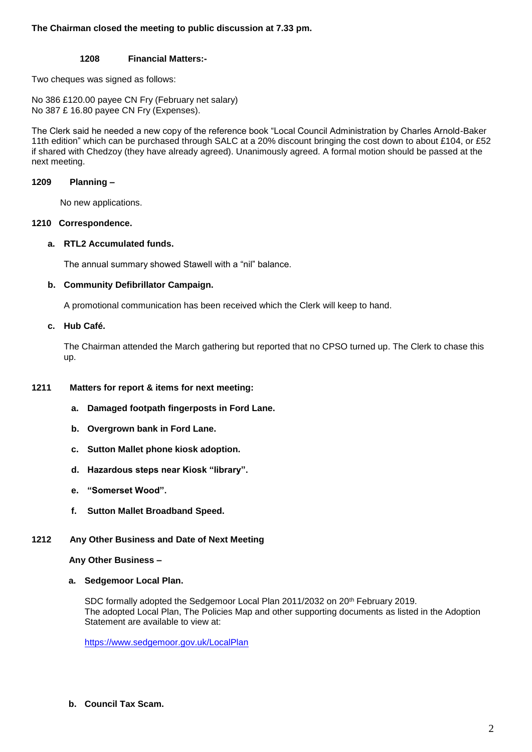**The Chairman closed the meeting to public discussion at 7.33 pm.**

**1208 Financial Matters:-**

Two cheques was signed as follows:

No 386 £120.00 payee CN Fry (February net salary)
No 387 £ 16.80 payee CN Fry (Expenses).

The Clerk said he needed a new copy of the reference book "Local Council Administration by Charles Arnold-Baker 11th edition" which can be purchased through SALC at a 20% discount bringing the cost down to about £104, or £52 if shared with Chedzoy (they have already agreed). Unanimously agreed. A formal motion should be passed at the next meeting.

**1209 Planning –**

No new applications.

**1210 Correspondence.**

**a. RTL2 Accumulated funds.**

The annual summary showed Stawell with a "nil" balance.

**b. Community Defibrillator Campaign.**

A promotional communication has been received which the Clerk will keep to hand.

**c. Hub Café.**

The Chairman attended the March gathering but reported that no CPSO turned up. The Clerk to chase this up.

**1211 Matters for report & items for next meeting:**

- **a. Damaged footpath fingerposts in Ford Lane.**
- **b. Overgrown bank in Ford Lane.**
- **c. Sutton Mallet phone kiosk adoption.**
- **d. Hazardous steps near Kiosk "library".**
- **e. "Somerset Wood".**
- **f. Sutton Mallet Broadband Speed.**

**1212 Any Other Business and Date of Next Meeting**

**Any Other Business –**

**a. Sedgemoor Local Plan.**

SDC formally adopted the Sedgemoor Local Plan 2011/2032 on 20th February 2019.
The adopted Local Plan, The Policies Map and other supporting documents as listed in the Adoption Statement are available to view at:

https://www.sedgemoor.gov.uk/LocalPlan

**b. Council Tax Scam.**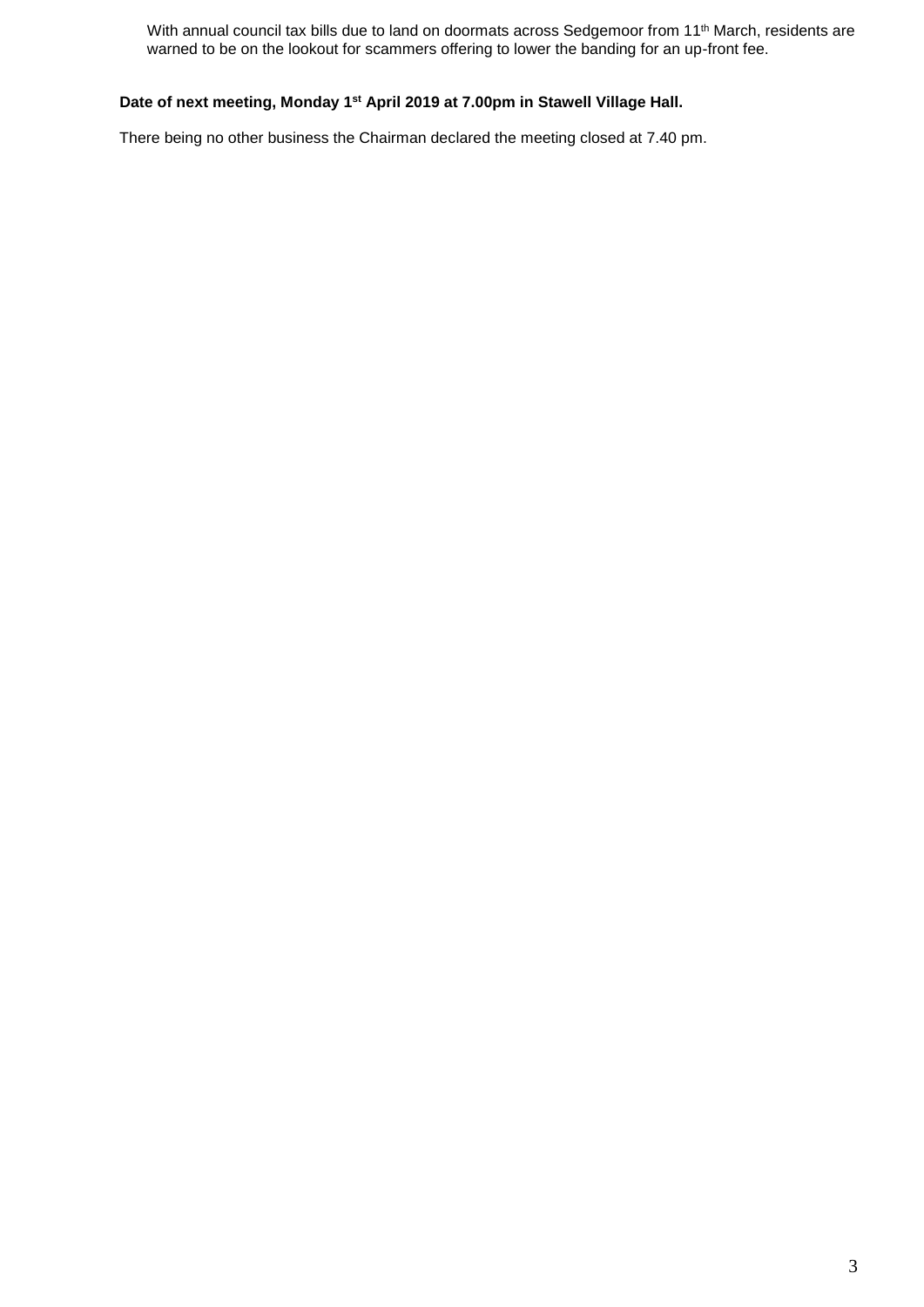With annual council tax bills due to land on doormats across Sedgemoor from 11th March, residents are warned to be on the lookout for scammers offering to lower the banding for an up-front fee.

**Date of next meeting, Monday 1st April 2019 at 7.00pm in Stawell Village Hall.**

There being no other business the Chairman declared the meeting closed at 7.40 pm.